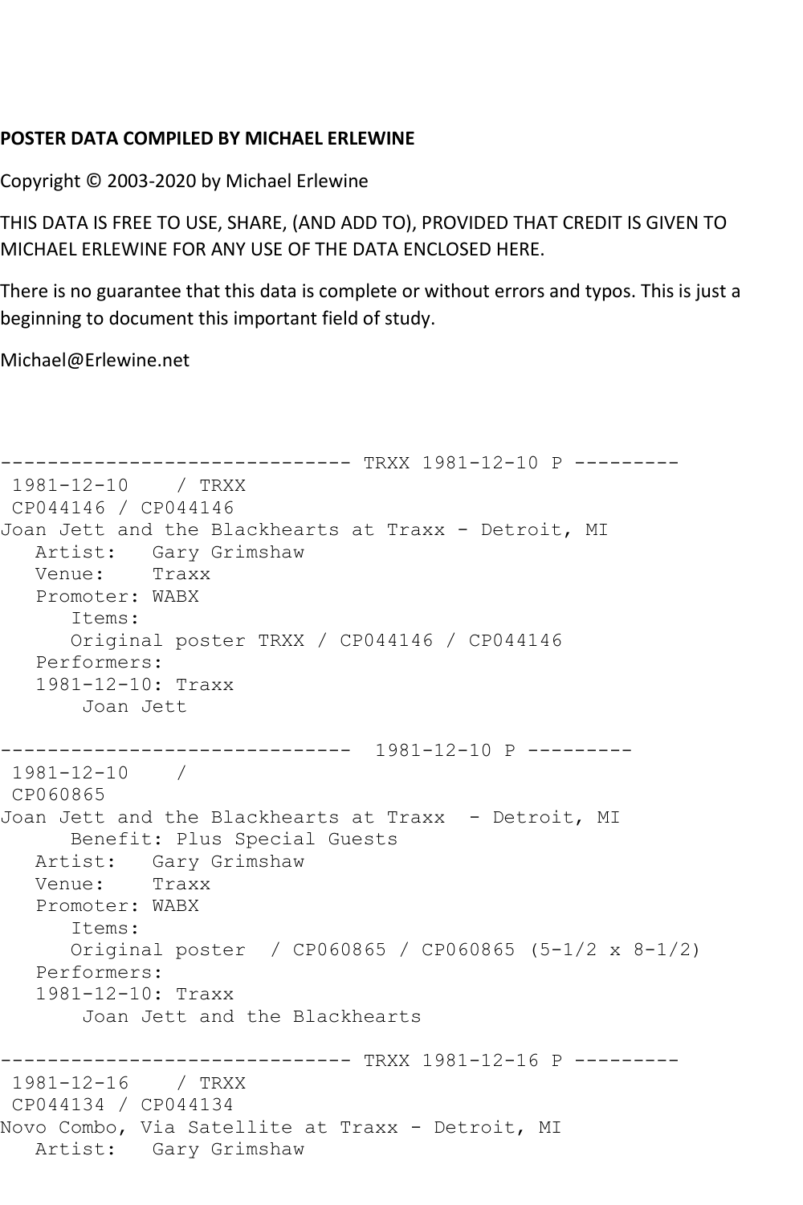**POSTER DATA COMPILED BY MICHAEL ERLEWINE**

Copyright © 2003-2020 by Michael Erlewine

THIS DATA IS FREE TO USE, SHARE, (AND ADD TO), PROVIDED THAT CREDIT IS GIVEN TO MICHAEL ERLEWINE FOR ANY USE OF THE DATA ENCLOSED HERE.

There is no guarantee that this data is complete or without errors and typos. This is just a beginning to document this important field of study.

Michael@Erlewine.net

```
------------------------------ TRXX 1981-12-10 P ---------
 1981-12-10    / TRXX
 CP044146 / CP044146
Joan Jett and the Blackhearts at Traxx - Detroit, MI
   Artist:   Gary Grimshaw
   Venue:    Traxx
   Promoter: WABX
      Items:
      Original poster TRXX / CP044146 / CP044146
   Performers:
   1981-12-10: Traxx
       Joan Jett

------------------------------  1981-12-10 P ---------
 1981-12-10    /
 CP060865
Joan Jett and the Blackhearts at Traxx  - Detroit, MI
      Benefit: Plus Special Guests
   Artist:   Gary Grimshaw
   Venue:    Traxx
   Promoter: WABX
      Items:
      Original poster  / CP060865 / CP060865 (5-1/2 x 8-1/2)
   Performers:
   1981-12-10: Traxx
       Joan Jett and the Blackhearts

------------------------------ TRXX 1981-12-16 P ---------
 1981-12-16    / TRXX
 CP044134 / CP044134
Novo Combo, Via Satellite at Traxx - Detroit, MI
   Artist:   Gary Grimshaw
```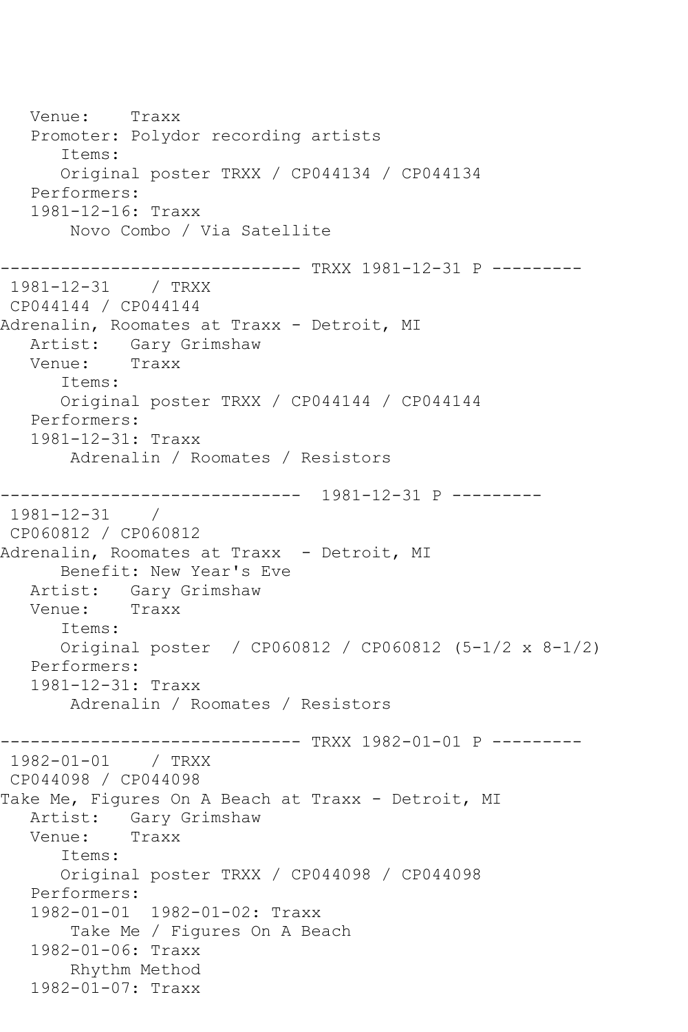```
   Venue:    Traxx
   Promoter: Polydor recording artists
      Items:
      Original poster TRXX / CP044134 / CP044134
   Performers:
   1981-12-16: Traxx
       Novo Combo / Via Satellite

------------------------------ TRXX 1981-12-31 P ---------
 1981-12-31    / TRXX
 CP044144 / CP044144
Adrenalin, Roomates at Traxx - Detroit, MI
   Artist:   Gary Grimshaw
   Venue:    Traxx
      Items:
      Original poster TRXX / CP044144 / CP044144
   Performers:
   1981-12-31: Traxx
       Adrenalin / Roomates / Resistors

------------------------------  1981-12-31 P ---------
 1981-12-31    /
 CP060812 / CP060812
Adrenalin, Roomates at Traxx  - Detroit, MI
      Benefit: New Year's Eve
   Artist:   Gary Grimshaw
   Venue:    Traxx
      Items:
      Original poster  / CP060812 / CP060812 (5-1/2 x 8-1/2)
   Performers:
   1981-12-31: Traxx
       Adrenalin / Roomates / Resistors

------------------------------ TRXX 1982-01-01 P ---------
 1982-01-01    / TRXX
 CP044098 / CP044098
Take Me, Figures On A Beach at Traxx - Detroit, MI
   Artist:   Gary Grimshaw
   Venue:    Traxx
      Items:
      Original poster TRXX / CP044098 / CP044098
   Performers:
   1982-01-01  1982-01-02: Traxx
       Take Me / Figures On A Beach
   1982-01-06: Traxx
       Rhythm Method
   1982-01-07: Traxx
```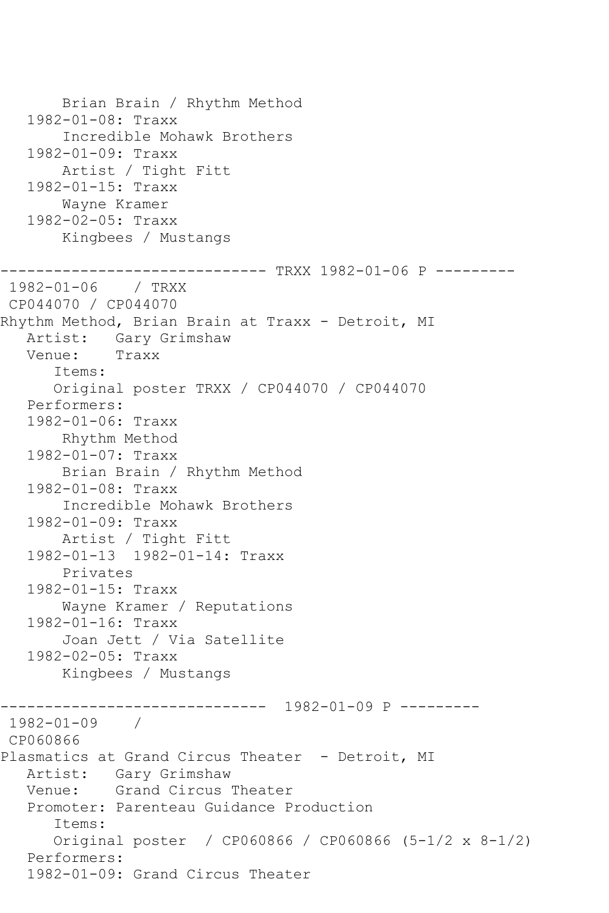```
       Brian Brain / Rhythm Method
   1982-01-08: Traxx
       Incredible Mohawk Brothers
   1982-01-09: Traxx
       Artist / Tight Fitt
   1982-01-15: Traxx
       Wayne Kramer
   1982-02-05: Traxx
       Kingbees / Mustangs

------------------------------ TRXX 1982-01-06 P ---------
 1982-01-06    / TRXX
 CP044070 / CP044070
Rhythm Method, Brian Brain at Traxx - Detroit, MI
   Artist:   Gary Grimshaw
   Venue:    Traxx
      Items:
      Original poster TRXX / CP044070 / CP044070
   Performers:
   1982-01-06: Traxx
       Rhythm Method
   1982-01-07: Traxx
       Brian Brain / Rhythm Method
   1982-01-08: Traxx
       Incredible Mohawk Brothers
   1982-01-09: Traxx
       Artist / Tight Fitt
   1982-01-13  1982-01-14: Traxx
       Privates
   1982-01-15: Traxx
       Wayne Kramer / Reputations
   1982-01-16: Traxx
       Joan Jett / Via Satellite
   1982-02-05: Traxx
       Kingbees / Mustangs

------------------------------  1982-01-09 P ---------
 1982-01-09    /
 CP060866
Plasmatics at Grand Circus Theater  - Detroit, MI
   Artist:   Gary Grimshaw
   Venue:    Grand Circus Theater
   Promoter: Parenteau Guidance Production
      Items:
      Original poster  / CP060866 / CP060866 (5-1/2 x 8-1/2)
   Performers:
   1982-01-09: Grand Circus Theater
```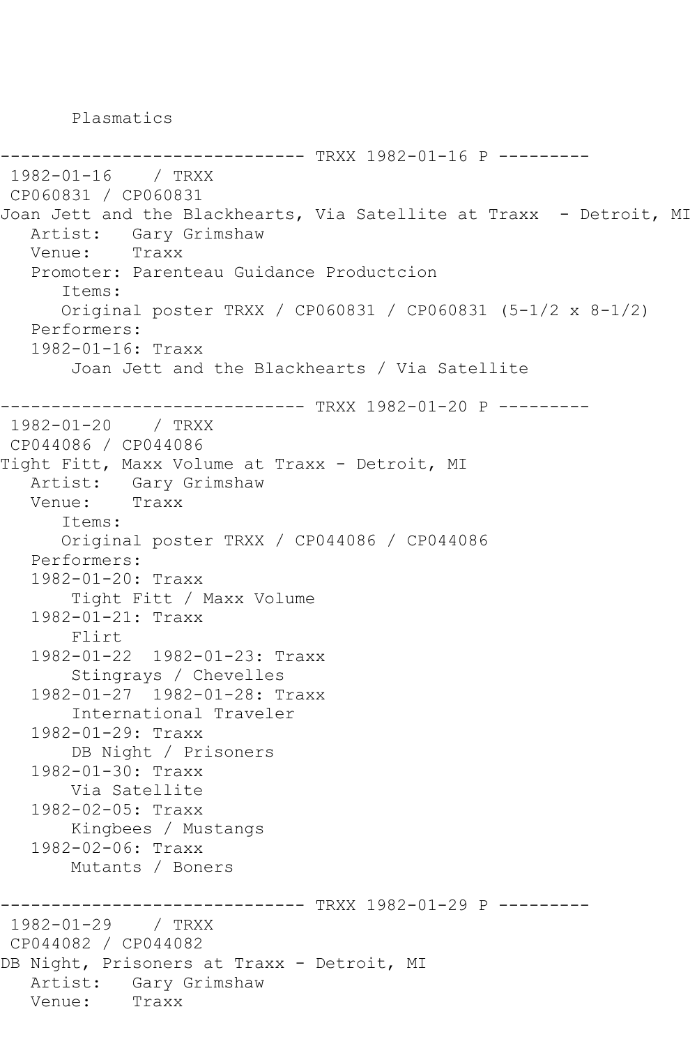```
       Plasmatics

------------------------------ TRXX 1982-01-16 P ---------
 1982-01-16    / TRXX
 CP060831 / CP060831
Joan Jett and the Blackhearts, Via Satellite at Traxx  - Detroit, MI
   Artist:   Gary Grimshaw
   Venue:    Traxx
   Promoter: Parenteau Guidance Productcion
      Items:
      Original poster TRXX / CP060831 / CP060831 (5-1/2 x 8-1/2)
   Performers:
   1982-01-16: Traxx
       Joan Jett and the Blackhearts / Via Satellite

------------------------------ TRXX 1982-01-20 P ---------
 1982-01-20    / TRXX
 CP044086 / CP044086
Tight Fitt, Maxx Volume at Traxx - Detroit, MI
   Artist:   Gary Grimshaw
   Venue:    Traxx
      Items:
      Original poster TRXX / CP044086 / CP044086
   Performers:
   1982-01-20: Traxx
       Tight Fitt / Maxx Volume
   1982-01-21: Traxx
       Flirt
   1982-01-22  1982-01-23: Traxx
       Stingrays / Chevelles
   1982-01-27  1982-01-28: Traxx
       International Traveler
   1982-01-29: Traxx
       DB Night / Prisoners
   1982-01-30: Traxx
       Via Satellite
   1982-02-05: Traxx
       Kingbees / Mustangs
   1982-02-06: Traxx
       Mutants / Boners

------------------------------ TRXX 1982-01-29 P ---------
 1982-01-29    / TRXX
 CP044082 / CP044082
DB Night, Prisoners at Traxx - Detroit, MI
   Artist:   Gary Grimshaw
   Venue:    Traxx
```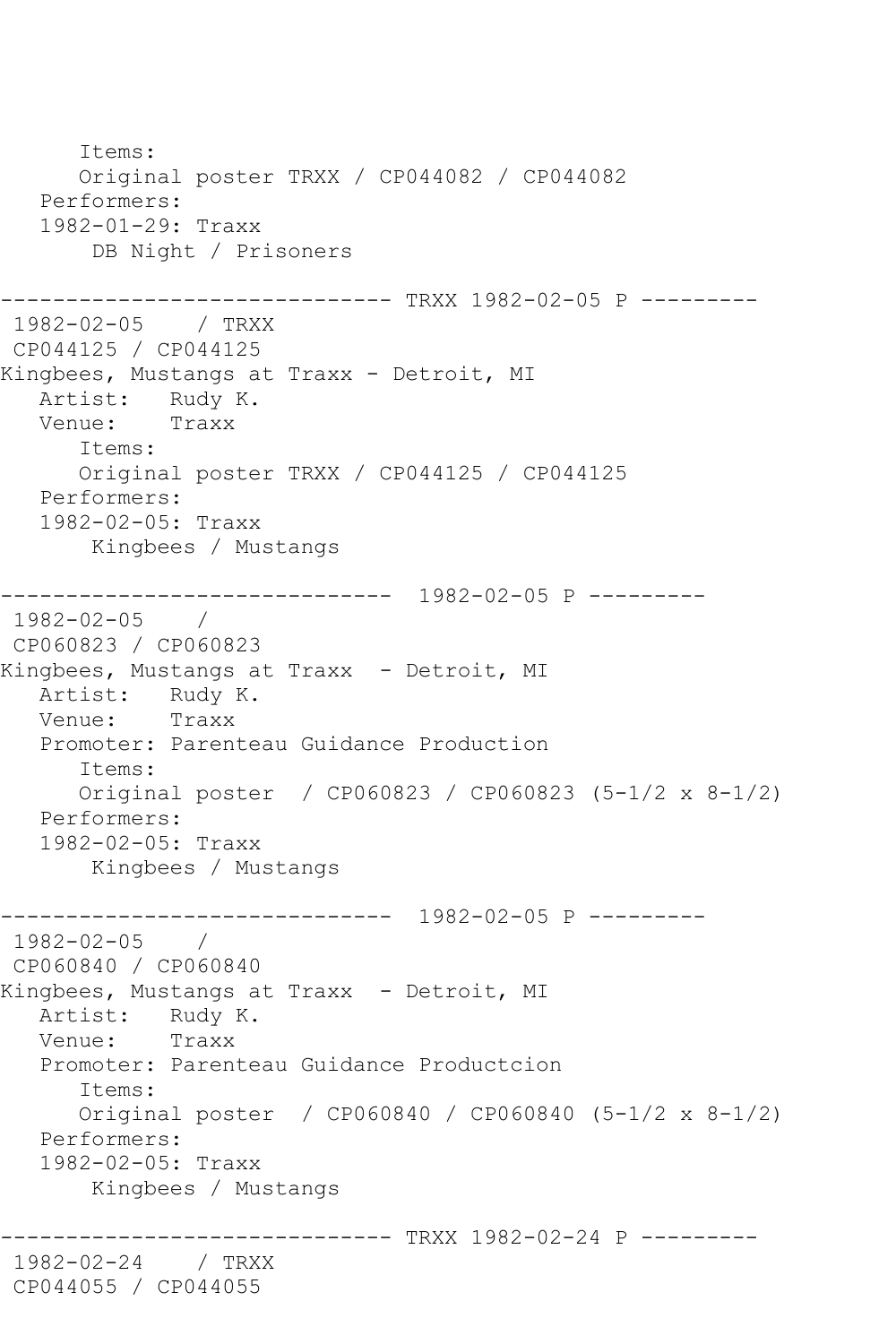```
      Items:
      Original poster TRXX / CP044082 / CP044082
   Performers:
   1982-01-29: Traxx
       DB Night / Prisoners

------------------------------ TRXX 1982-02-05 P ---------
 1982-02-05    / TRXX
 CP044125 / CP044125
Kingbees, Mustangs at Traxx - Detroit, MI
   Artist:   Rudy K.
   Venue:    Traxx
      Items:
      Original poster TRXX / CP044125 / CP044125
   Performers:
   1982-02-05: Traxx
       Kingbees / Mustangs

------------------------------  1982-02-05 P ---------
 1982-02-05    /
 CP060823 / CP060823
Kingbees, Mustangs at Traxx  - Detroit, MI
   Artist:   Rudy K.
   Venue:    Traxx
   Promoter: Parenteau Guidance Production
      Items:
      Original poster  / CP060823 / CP060823 (5-1/2 x 8-1/2)
   Performers:
   1982-02-05: Traxx
       Kingbees / Mustangs

------------------------------  1982-02-05 P ---------
 1982-02-05    /
 CP060840 / CP060840
Kingbees, Mustangs at Traxx  - Detroit, MI
   Artist:   Rudy K.
   Venue:    Traxx
   Promoter: Parenteau Guidance Productcion
      Items:
      Original poster  / CP060840 / CP060840 (5-1/2 x 8-1/2)
   Performers:
   1982-02-05: Traxx
       Kingbees / Mustangs

------------------------------ TRXX 1982-02-24 P ---------
 1982-02-24    / TRXX
 CP044055 / CP044055
```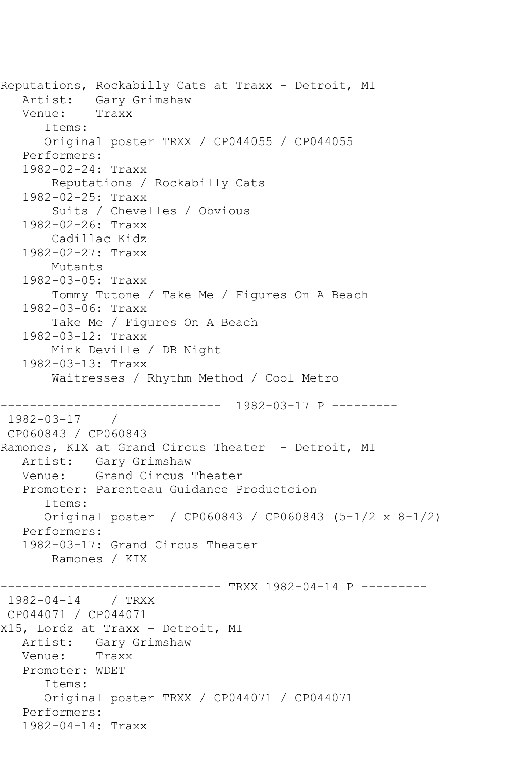Reputations, Rockabilly Cats at Traxx - Detroit, MI
   Artist:   Gary Grimshaw
   Venue:    Traxx
      Items:
      Original poster TRXX / CP044055 / CP044055
   Performers:
   1982-02-24: Traxx
       Reputations / Rockabilly Cats
   1982-02-25: Traxx
       Suits / Chevelles / Obvious
   1982-02-26: Traxx
       Cadillac Kidz
   1982-02-27: Traxx
       Mutants
   1982-03-05: Traxx
       Tommy Tutone / Take Me / Figures On A Beach
   1982-03-06: Traxx
       Take Me / Figures On A Beach
   1982-03-12: Traxx
       Mink Deville / DB Night
   1982-03-13: Traxx
       Waitresses / Rhythm Method / Cool Metro

------------------------------ 1982-03-17 P ---------
 1982-03-17    /
 CP060843 / CP060843
Ramones, KIX at Grand Circus Theater  - Detroit, MI
   Artist:   Gary Grimshaw
   Venue:    Grand Circus Theater
   Promoter: Parenteau Guidance Productcion
      Items:
      Original poster  / CP060843 / CP060843 (5-1/2 x 8-1/2)
   Performers:
   1982-03-17: Grand Circus Theater
       Ramones / KIX

------------------------------ TRXX 1982-04-14 P ---------
 1982-04-14    / TRXX
 CP044071 / CP044071
X15, Lordz at Traxx - Detroit, MI
   Artist:   Gary Grimshaw
   Venue:    Traxx
   Promoter: WDET
      Items:
      Original poster TRXX / CP044071 / CP044071
   Performers:
   1982-04-14: Traxx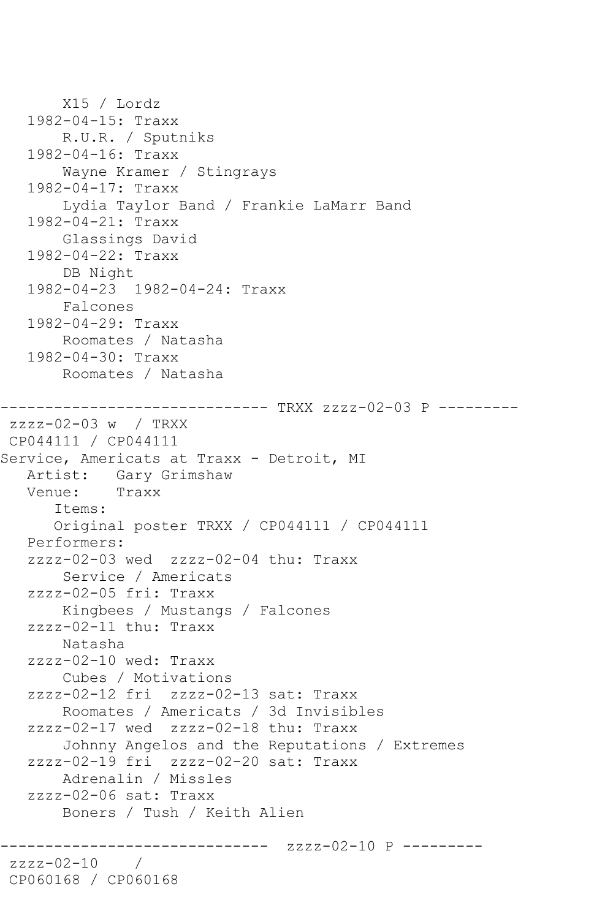```
       X15 / Lordz
   1982-04-15: Traxx
       R.U.R. / Sputniks
   1982-04-16: Traxx
       Wayne Kramer / Stingrays
   1982-04-17: Traxx
       Lydia Taylor Band / Frankie LaMarr Band
   1982-04-21: Traxx
       Glassings David
   1982-04-22: Traxx
       DB Night
   1982-04-23  1982-04-24: Traxx
       Falcones
   1982-04-29: Traxx
       Roomates / Natasha
   1982-04-30: Traxx
       Roomates / Natasha

------------------------------ TRXX zzzz-02-03 P ---------
 zzzz-02-03 w  / TRXX
 CP044111 / CP044111
Service, Americats at Traxx - Detroit, MI
   Artist:   Gary Grimshaw
   Venue:    Traxx
      Items:
      Original poster TRXX / CP044111 / CP044111
   Performers:
   zzzz-02-03 wed  zzzz-02-04 thu: Traxx
       Service / Americats
   zzzz-02-05 fri: Traxx
       Kingbees / Mustangs / Falcones
   zzzz-02-11 thu: Traxx
       Natasha
   zzzz-02-10 wed: Traxx
       Cubes / Motivations
   zzzz-02-12 fri  zzzz-02-13 sat: Traxx
       Roomates / Americats / 3d Invisibles
   zzzz-02-17 wed  zzzz-02-18 thu: Traxx
       Johnny Angelos and the Reputations / Extremes
   zzzz-02-19 fri  zzzz-02-20 sat: Traxx
       Adrenalin / Missles
   zzzz-02-06 sat: Traxx
       Boners / Tush / Keith Alien

------------------------------  zzzz-02-10 P ---------
 zzzz-02-10    /
 CP060168 / CP060168
```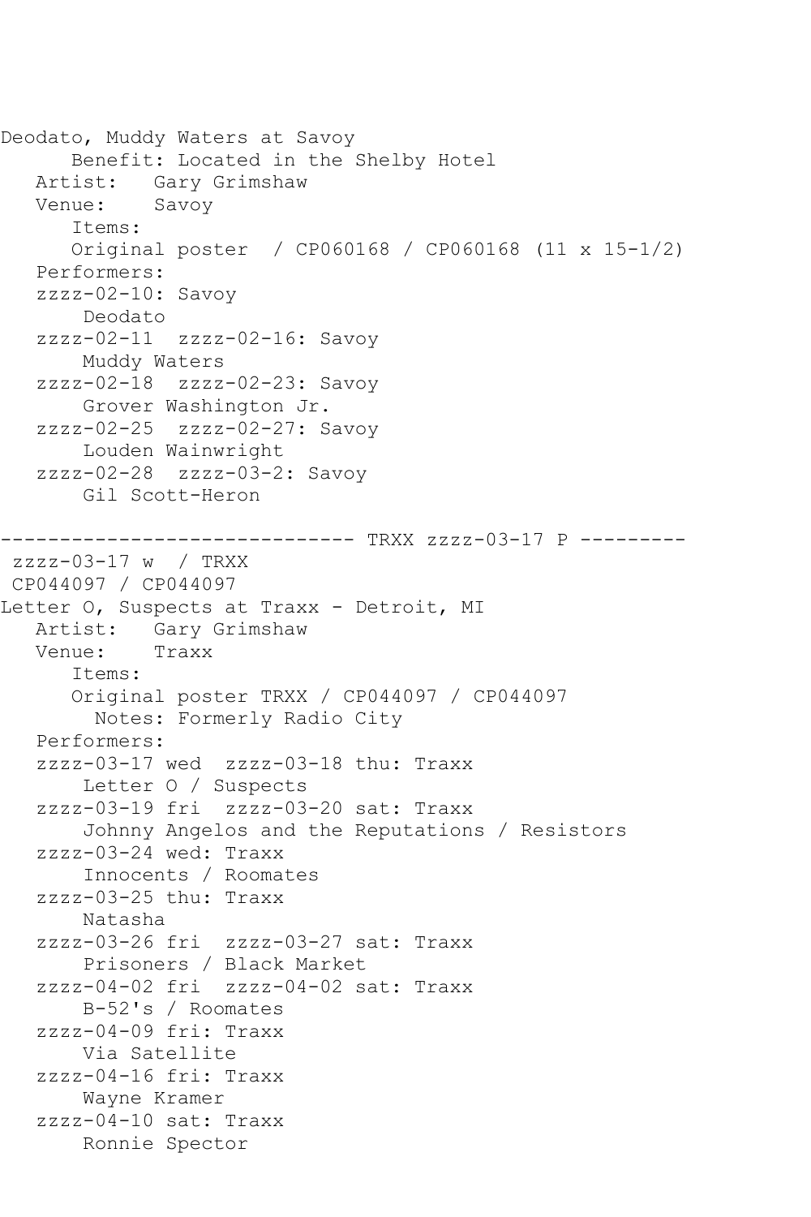Deodato, Muddy Waters at Savoy
Benefit: Located in the Shelby Hotel
Artist: Gary Grimshaw
Venue: Savoy
Items:
Original poster / CP060168 / CP060168 (11 x 15-1/2)
Performers:
zzzz-02-10: Savoy
Deodato
zzzz-02-11 zzzz-02-16: Savoy
Muddy Waters
zzzz-02-18 zzzz-02-23: Savoy
Grover Washington Jr.
zzzz-02-25 zzzz-02-27: Savoy
Louden Wainwright
zzzz-02-28 zzzz-03-2: Savoy
Gil Scott-Heron

------------------------------ TRXX zzzz-03-17 P ---------

zzzz-03-17 w / TRXX
CP044097 / CP044097
Letter O, Suspects at Traxx - Detroit, MI
Artist: Gary Grimshaw
Venue: Traxx
Items:
Original poster TRXX / CP044097 / CP044097
Notes: Formerly Radio City
Performers:
zzzz-03-17 wed zzzz-03-18 thu: Traxx
Letter O / Suspects
zzzz-03-19 fri zzzz-03-20 sat: Traxx
Johnny Angelos and the Reputations / Resistors
zzzz-03-24 wed: Traxx
Innocents / Roomates
zzzz-03-25 thu: Traxx
Natasha
zzzz-03-26 fri zzzz-03-27 sat: Traxx
Prisoners / Black Market
zzzz-04-02 fri zzzz-04-02 sat: Traxx
B-52's / Roomates
zzzz-04-09 fri: Traxx
Via Satellite
zzzz-04-16 fri: Traxx
Wayne Kramer
zzzz-04-10 sat: Traxx
Ronnie Spector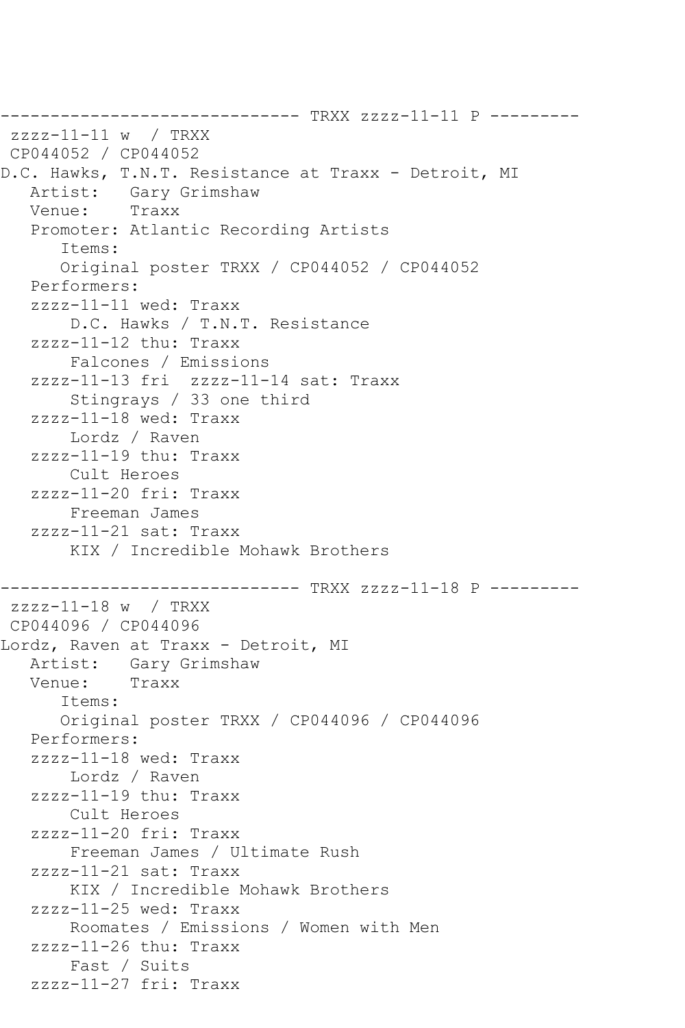```
------------------------------ TRXX zzzz-11-11 P ---------
 zzzz-11-11 w  / TRXX
 CP044052 / CP044052
D.C. Hawks, T.N.T. Resistance at Traxx - Detroit, MI
   Artist:   Gary Grimshaw
   Venue:    Traxx
   Promoter: Atlantic Recording Artists
      Items:
      Original poster TRXX / CP044052 / CP044052
   Performers:
   zzzz-11-11 wed: Traxx
       D.C. Hawks / T.N.T. Resistance
   zzzz-11-12 thu: Traxx
       Falcones / Emissions
   zzzz-11-13 fri  zzzz-11-14 sat: Traxx
       Stingrays / 33 one third
   zzzz-11-18 wed: Traxx
       Lordz / Raven
   zzzz-11-19 thu: Traxx
       Cult Heroes
   zzzz-11-20 fri: Traxx
       Freeman James
   zzzz-11-21 sat: Traxx
       KIX / Incredible Mohawk Brothers

------------------------------ TRXX zzzz-11-18 P ---------
 zzzz-11-18 w  / TRXX
 CP044096 / CP044096
Lordz, Raven at Traxx - Detroit, MI
   Artist:   Gary Grimshaw
   Venue:    Traxx
      Items:
      Original poster TRXX / CP044096 / CP044096
   Performers:
   zzzz-11-18 wed: Traxx
       Lordz / Raven
   zzzz-11-19 thu: Traxx
       Cult Heroes
   zzzz-11-20 fri: Traxx
       Freeman James / Ultimate Rush
   zzzz-11-21 sat: Traxx
       KIX / Incredible Mohawk Brothers
   zzzz-11-25 wed: Traxx
       Roomates / Emissions / Women with Men
   zzzz-11-26 thu: Traxx
       Fast / Suits
   zzzz-11-27 fri: Traxx
```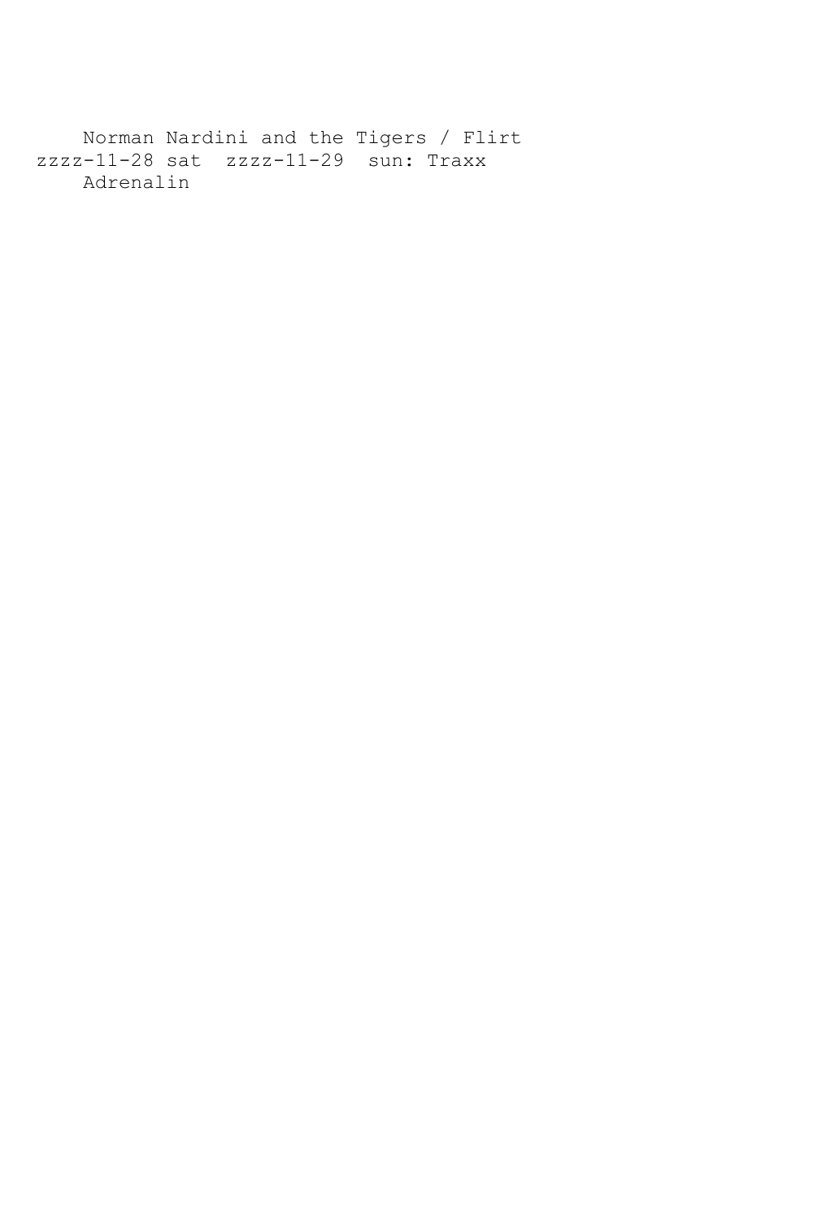Norman Nardini and the Tigers / Flirt
zzzz-11-28 sat  zzzz-11-29  sun: Traxx
Adrenalin